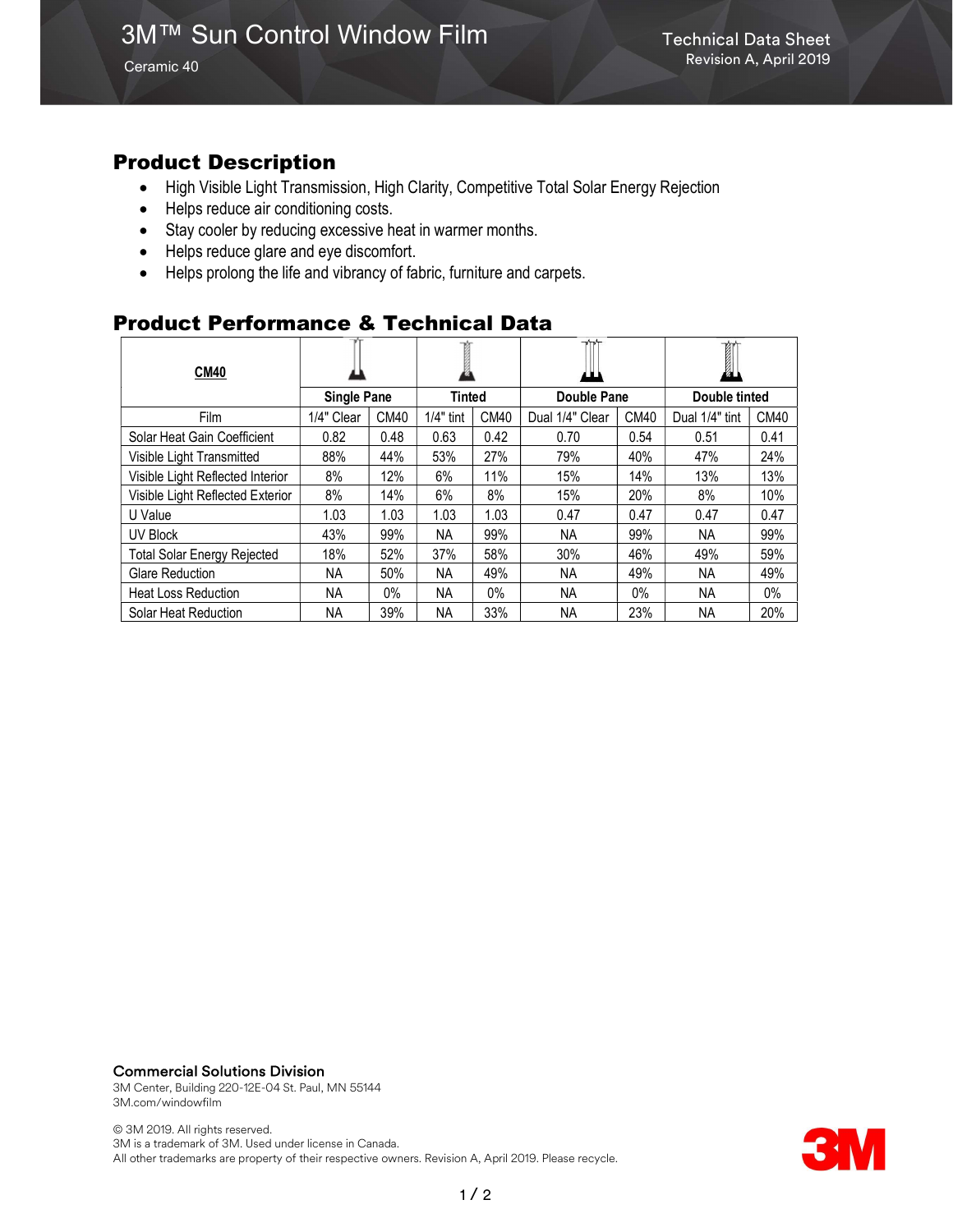# 3M™ Sun Control Window Film

Ceramic 40

Technical Data Sheet
Revision A, April 2019

## Product Description

- High Visible Light Transmission, High Clarity, Competitive Total Solar Energy Rejection
- Helps reduce air conditioning costs.
- Stay cooler by reducing excessive heat in warmer months.
- Helps reduce glare and eye discomfort.
- Helps prolong the life and vibrancy of fabric, furniture and carpets.

## Product Performance & Technical Data

| **CM40** | **Single Pane** | | **Tinted** | | **Double Pane** | | **Double tinted** | |
|---|---|---|---|---|---|---|---|---|
| Film | 1/4" Clear | CM40 | 1/4" tint | CM40 | Dual 1/4" Clear | CM40 | Dual 1/4" tint | CM40 |
| Solar Heat Gain Coefficient | 0.82 | 0.48 | 0.63 | 0.42 | 0.70 | 0.54 | 0.51 | 0.41 |
| Visible Light Transmitted | 88% | 44% | 53% | 27% | 79% | 40% | 47% | 24% |
| Visible Light Reflected Interior | 8% | 12% | 6% | 11% | 15% | 14% | 13% | 13% |
| Visible Light Reflected Exterior | 8% | 14% | 6% | 8% | 15% | 20% | 8% | 10% |
| U Value | 1.03 | 1.03 | 1.03 | 1.03 | 0.47 | 0.47 | 0.47 | 0.47 |
| UV Block | 43% | 99% | NA | 99% | NA | 99% | NA | 99% |
| Total Solar Energy Rejected | 18% | 52% | 37% | 58% | 30% | 46% | 49% | 59% |
| Glare Reduction | NA | 50% | NA | 49% | NA | 49% | NA | 49% |
| Heat Loss Reduction | NA | 0% | NA | 0% | NA | 0% | NA | 0% |
| Solar Heat Reduction | NA | 39% | NA | 33% | NA | 23% | NA | 20% |

**Commercial Solutions Division**
3M Center, Building 220-12E-04 St. Paul, MN 55144
3M.com/windowfilm

© 3M 2019. All rights reserved.
3M is a trademark of 3M. Used under license in Canada.
All other trademarks are property of their respective owners. Revision A, April 2019. Please recycle.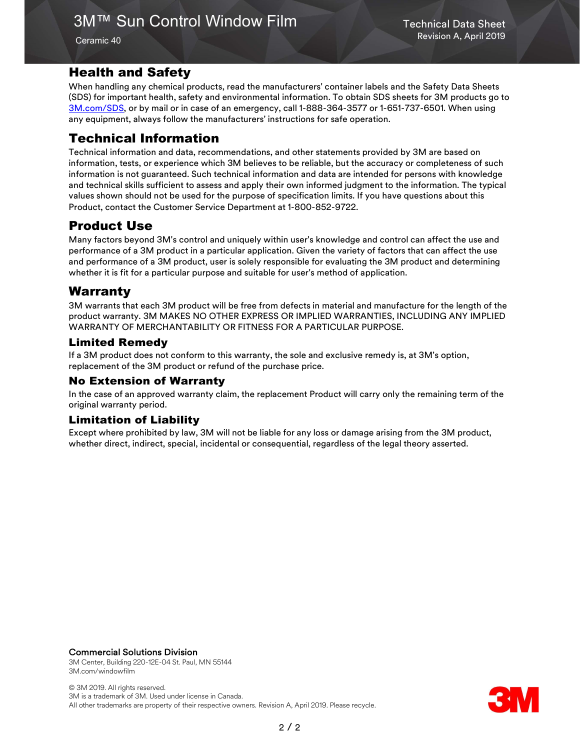## Health and Safety

When handling any chemical products, read the manufacturers' container labels and the Safety Data Sheets (SDS) for important health, safety and environmental information. To obtain SDS sheets for 3M products go to 3M.com/SDS, or by mail or in case of an emergency, call 1-888-364-3577 or 1-651-737-6501. When using any equipment, always follow the manufacturers' instructions for safe operation.

## Technical Information

Technical information and data, recommendations, and other statements provided by 3M are based on information, tests, or experience which 3M believes to be reliable, but the accuracy or completeness of such information is not guaranteed. Such technical information and data are intended for persons with knowledge and technical skills sufficient to assess and apply their own informed judgment to the information. The typical values shown should not be used for the purpose of specification limits. If you have questions about this Product, contact the Customer Service Department at 1-800-852-9722.

## Product Use

Many factors beyond 3M's control and uniquely within user's knowledge and control can affect the use and performance of a 3M product in a particular application. Given the variety of factors that can affect the use and performance of a 3M product, user is solely responsible for evaluating the 3M product and determining whether it is fit for a particular purpose and suitable for user's method of application.

## Warranty

3M warrants that each 3M product will be free from defects in material and manufacture for the length of the product warranty. 3M MAKES NO OTHER EXPRESS OR IMPLIED WARRANTIES, INCLUDING ANY IMPLIED WARRANTY OF MERCHANTABILITY OR FITNESS FOR A PARTICULAR PURPOSE.

### Limited Remedy

If a 3M product does not conform to this warranty, the sole and exclusive remedy is, at 3M's option, replacement of the 3M product or refund of the purchase price.

### No Extension of Warranty

In the case of an approved warranty claim, the replacement Product will carry only the remaining term of the original warranty period.

### Limitation of Liability

Except where prohibited by law, 3M will not be liable for any loss or damage arising from the 3M product, whether direct, indirect, special, incidental or consequential, regardless of the legal theory asserted.

**Commercial Solutions Division**
3M Center, Building 220-12E-04 St. Paul, MN 55144
3M.com/windowfilm

© 3M 2019. All rights reserved.
3M is a trademark of 3M. Used under license in Canada.
All other trademarks are property of their respective owners. Revision A, April 2019. Please recycle.